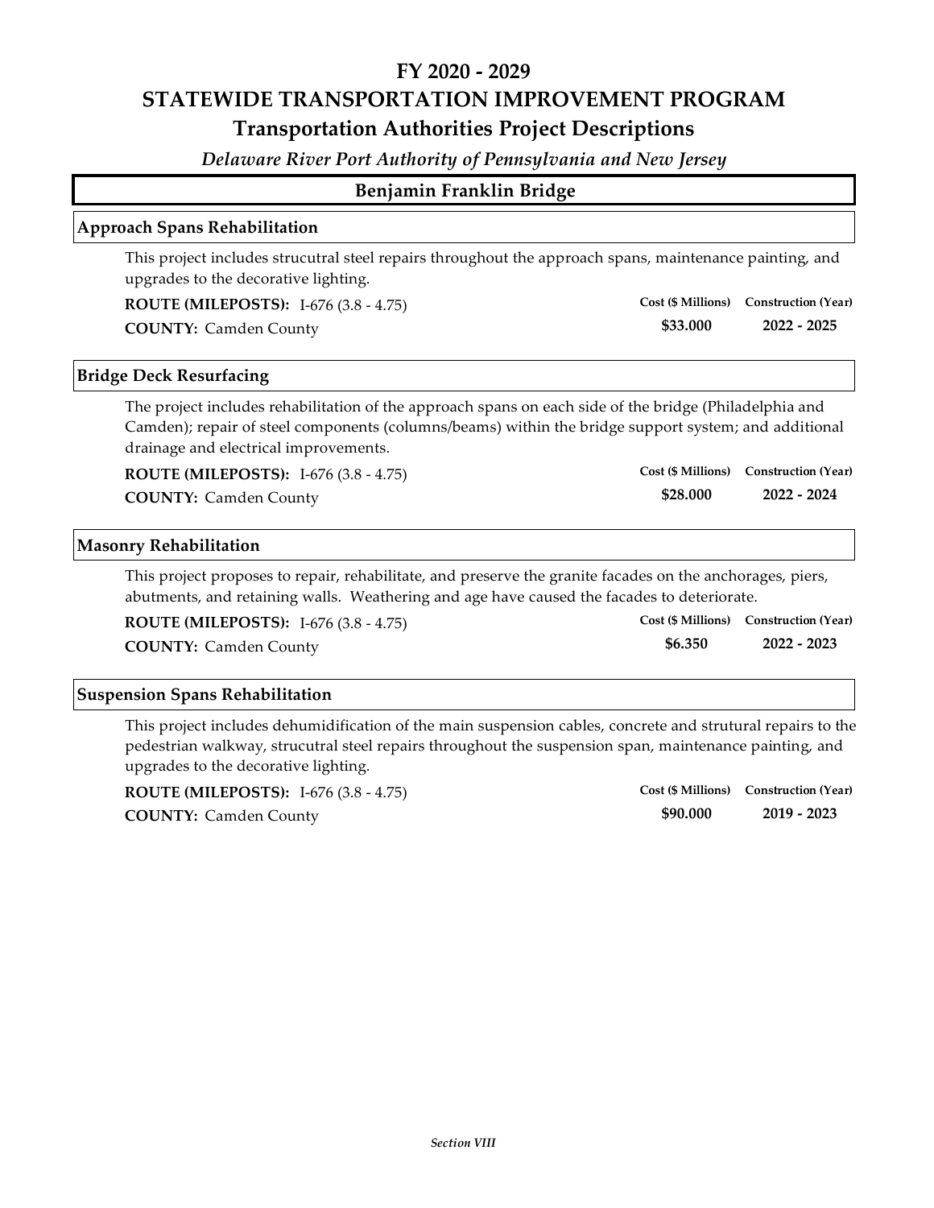# FY 2020 - 2029

# STATEWIDE TRANSPORTATION IMPROVEMENT PROGRAM

## Transportation Authorities Project Descriptions

*Delaware River Port Authority of Pennsylvania and New Jersey*

## Benjamin Franklin Bridge

### Approach Spans Rehabilitation

This project includes strucutral steel repairs throughout the approach spans, maintenance painting, and upgrades to the decorative lighting.

**ROUTE (MILEPOSTS):** I-676 (3.8 - 4.75)

**COUNTY:** Camden County

| Cost ($ Millions) | Construction (Year) |
|---|---|
| $33.000 | 2022 - 2025 |

### Bridge Deck Resurfacing

The project includes rehabilitation of the approach spans on each side of the bridge (Philadelphia and Camden); repair of steel components (columns/beams) within the bridge support system; and additional drainage and electrical improvements.

**ROUTE (MILEPOSTS):** I-676 (3.8 - 4.75)

**COUNTY:** Camden County

| Cost ($ Millions) | Construction (Year) |
|---|---|
| $28.000 | 2022 - 2024 |

### Masonry Rehabilitation

This project proposes to repair, rehabilitate, and preserve the granite facades on the anchorages, piers, abutments, and retaining walls. Weathering and age have caused the facades to deteriorate.

**ROUTE (MILEPOSTS):** I-676 (3.8 - 4.75)

**COUNTY:** Camden County

| Cost ($ Millions) | Construction (Year) |
|---|---|
| $6.350 | 2022 - 2023 |

### Suspension Spans Rehabilitation

This project includes dehumidification of the main suspension cables, concrete and strutural repairs to the pedestrian walkway, strucutral steel repairs throughout the suspension span, maintenance painting, and upgrades to the decorative lighting.

**ROUTE (MILEPOSTS):** I-676 (3.8 - 4.75)

**COUNTY:** Camden County

| Cost ($ Millions) | Construction (Year) |
|---|---|
| $90.000 | 2019 - 2023 |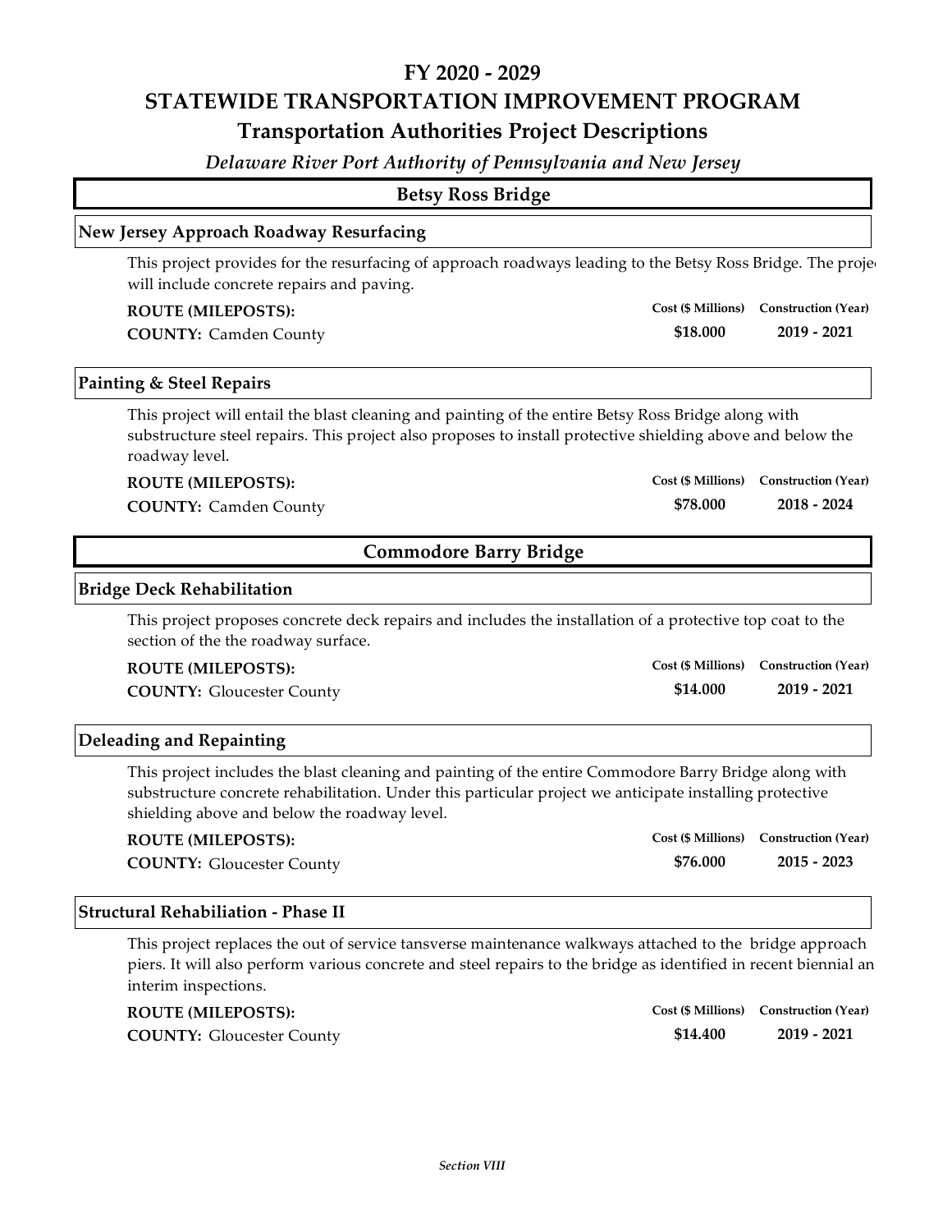# FY 2020 - 2029

# STATEWIDE TRANSPORTATION IMPROVEMENT PROGRAM

## Transportation Authorities Project Descriptions

*Delaware River Port Authority of Pennsylvania and New Jersey*

## Betsy Ross Bridge

### New Jersey Approach Roadway Resurfacing

This project provides for the resurfacing of approach roadways leading to the Betsy Ross Bridge. The proje will include concrete repairs and paving.

**ROUTE (MILEPOSTS):**

**COUNTY:** Camden County

| Cost ($ Millions) | Construction (Year) |
|---|---|
| $18.000 | 2019 - 2021 |

### Painting & Steel Repairs

This project will entail the blast cleaning and painting of the entire Betsy Ross Bridge along with substructure steel repairs. This project also proposes to install protective shielding above and below the roadway level.

**ROUTE (MILEPOSTS):**

**COUNTY:** Camden County

| Cost ($ Millions) | Construction (Year) |
|---|---|
| $78.000 | 2018 - 2024 |

## Commodore Barry Bridge

### Bridge Deck Rehabilitation

This project proposes concrete deck repairs and includes the installation of a protective top coat to the section of the the roadway surface.

**ROUTE (MILEPOSTS):**

**COUNTY:** Gloucester County

| Cost ($ Millions) | Construction (Year) |
|---|---|
| $14.000 | 2019 - 2021 |

### Deleading and Repainting

This project includes the blast cleaning and painting of the entire Commodore Barry Bridge along with substructure concrete rehabilitation. Under this particular project we anticipate installing protective shielding above and below the roadway level.

**ROUTE (MILEPOSTS):**

**COUNTY:** Gloucester County

| Cost ($ Millions) | Construction (Year) |
|---|---|
| $76.000 | 2015 - 2023 |

### Structural Rehabiliation - Phase II

This project replaces the out of service tansverse maintenance walkways attached to the bridge approach piers. It will also perform various concrete and steel repairs to the bridge as identified in recent biennial an interim inspections.

**ROUTE (MILEPOSTS):**

**COUNTY:** Gloucester County

| Cost ($ Millions) | Construction (Year) |
|---|---|
| $14.400 | 2019 - 2021 |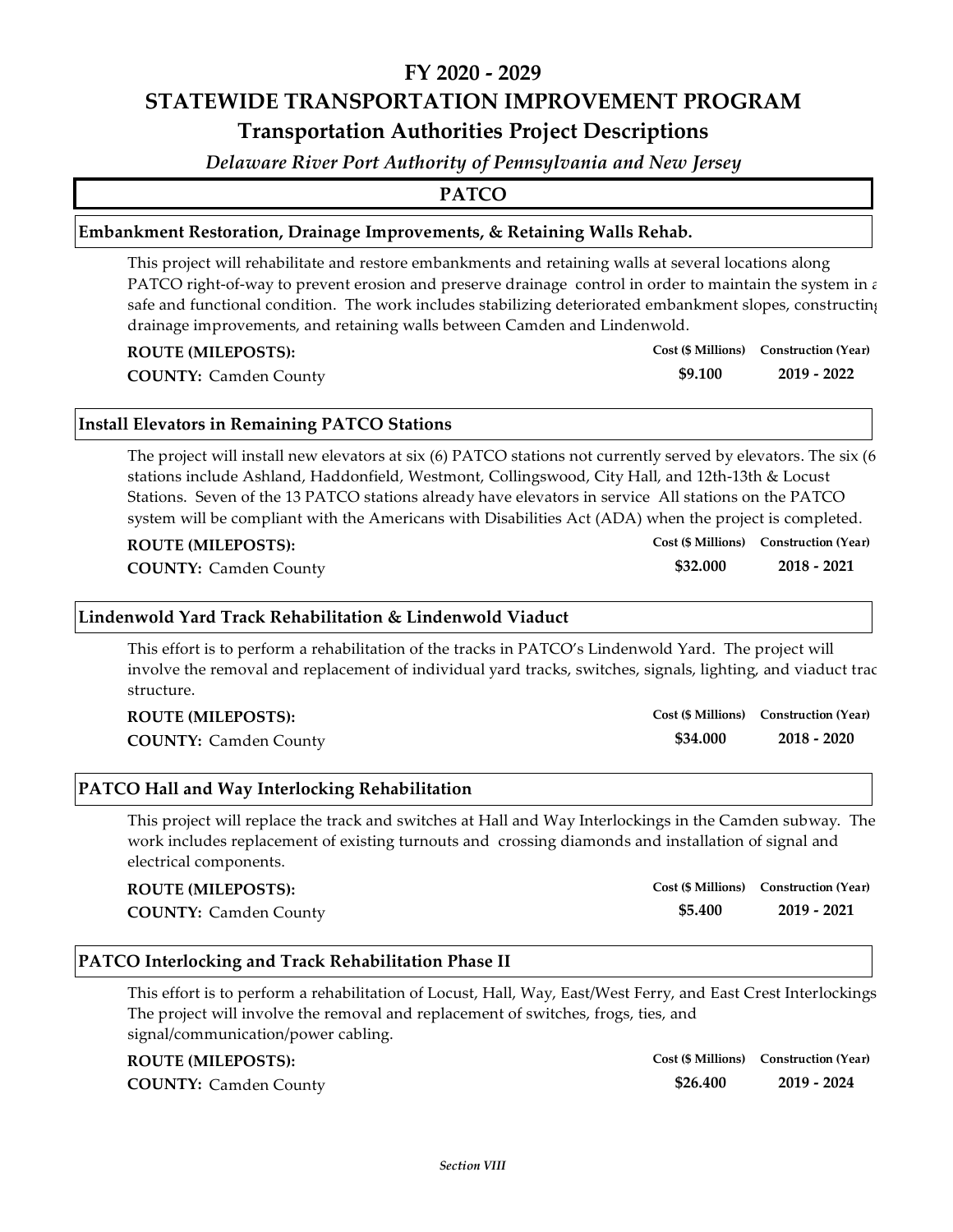# FY 2020 - 2029

# STATEWIDE TRANSPORTATION IMPROVEMENT PROGRAM

## Transportation Authorities Project Descriptions

*Delaware River Port Authority of Pennsylvania and New Jersey*

## PATCO

### Embankment Restoration, Drainage Improvements, & Retaining Walls Rehab.

This project will rehabilitate and restore embankments and retaining walls at several locations along PATCO right-of-way to prevent erosion and preserve drainage control in order to maintain the system in a safe and functional condition. The work includes stabilizing deteriorated embankment slopes, constructing drainage improvements, and retaining walls between Camden and Lindenwold.

**ROUTE (MILEPOSTS):**

**COUNTY:** Camden County

| Cost ($ Millions) | Construction (Year) |
|---|---|
| **$9.100** | **2019 - 2022** |

### Install Elevators in Remaining PATCO Stations

The project will install new elevators at six (6) PATCO stations not currently served by elevators. The six (6) stations include Ashland, Haddonfield, Westmont, Collingswood, City Hall, and 12th-13th & Locust Stations. Seven of the 13 PATCO stations already have elevators in service All stations on the PATCO system will be compliant with the Americans with Disabilities Act (ADA) when the project is completed.

**ROUTE (MILEPOSTS):**

**COUNTY:** Camden County

| Cost ($ Millions) | Construction (Year) |
|---|---|
| **$32.000** | **2018 - 2021** |

### Lindenwold Yard Track Rehabilitation & Lindenwold Viaduct

This effort is to perform a rehabilitation of the tracks in PATCO's Lindenwold Yard. The project will involve the removal and replacement of individual yard tracks, switches, signals, lighting, and viaduct track structure.

**ROUTE (MILEPOSTS):**

**COUNTY:** Camden County

| Cost ($ Millions) | Construction (Year) |
|---|---|
| **$34.000** | **2018 - 2020** |

### PATCO Hall and Way Interlocking Rehabilitation

This project will replace the track and switches at Hall and Way Interlockings in the Camden subway. The work includes replacement of existing turnouts and crossing diamonds and installation of signal and electrical components.

**ROUTE (MILEPOSTS):**

**COUNTY:** Camden County

| Cost ($ Millions) | Construction (Year) |
|---|---|
| **$5.400** | **2019 - 2021** |

### PATCO Interlocking and Track Rehabilitation Phase II

This effort is to perform a rehabilitation of Locust, Hall, Way, East/West Ferry, and East Crest Interlockings. The project will involve the removal and replacement of switches, frogs, ties, and signal/communication/power cabling.

**ROUTE (MILEPOSTS):**

**COUNTY:** Camden County

| Cost ($ Millions) | Construction (Year) |
|---|---|
| **$26.400** | **2019 - 2024** |

*Section VIII*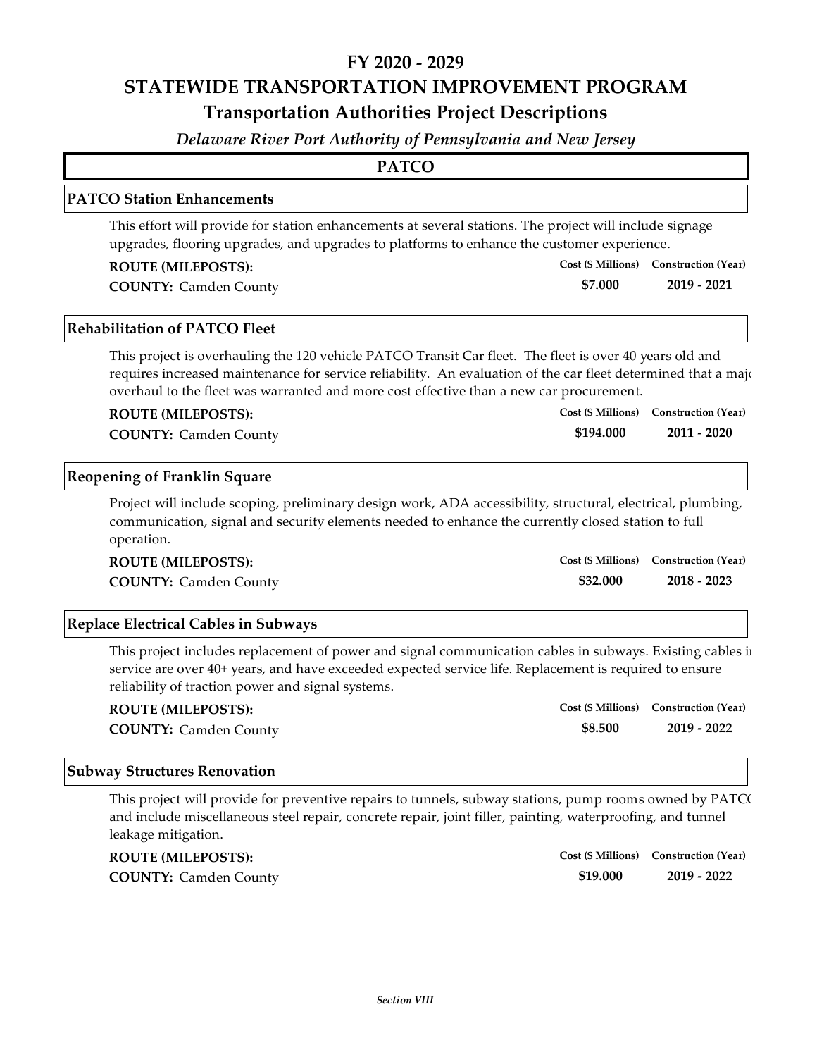# FY 2020 - 2029

# STATEWIDE TRANSPORTATION IMPROVEMENT PROGRAM

## Transportation Authorities Project Descriptions

*Delaware River Port Authority of Pennsylvania and New Jersey*

## PATCO

### PATCO Station Enhancements

This effort will provide for station enhancements at several stations. The project will include signage upgrades, flooring upgrades, and upgrades to platforms to enhance the customer experience.

**ROUTE (MILEPOSTS):**

**COUNTY:** Camden County

| Cost ($ Millions) | Construction (Year) |
|---|---|
| **$7.000** | **2019 - 2021** |

### Rehabilitation of PATCO Fleet

This project is overhauling the 120 vehicle PATCO Transit Car fleet. The fleet is over 40 years old and requires increased maintenance for service reliability. An evaluation of the car fleet determined that a majo overhaul to the fleet was warranted and more cost effective than a new car procurement.

**ROUTE (MILEPOSTS):**

**COUNTY:** Camden County

| Cost ($ Millions) | Construction (Year) |
|---|---|
| **$194.000** | **2011 - 2020** |

### Reopening of Franklin Square

Project will include scoping, preliminary design work, ADA accessibility, structural, electrical, plumbing, communication, signal and security elements needed to enhance the currently closed station to full operation.

**ROUTE (MILEPOSTS):**

**COUNTY:** Camden County

| Cost ($ Millions) | Construction (Year) |
|---|---|
| **$32.000** | **2018 - 2023** |

### Replace Electrical Cables in Subways

This project includes replacement of power and signal communication cables in subways. Existing cables i service are over 40+ years, and have exceeded expected service life. Replacement is required to ensure reliability of traction power and signal systems.

**ROUTE (MILEPOSTS):**

**COUNTY:** Camden County

| Cost ($ Millions) | Construction (Year) |
|---|---|
| **$8.500** | **2019 - 2022** |

### Subway Structures Renovation

This project will provide for preventive repairs to tunnels, subway stations, pump rooms owned by PATC( and include miscellaneous steel repair, concrete repair, joint filler, painting, waterproofing, and tunnel leakage mitigation.

**ROUTE (MILEPOSTS):**

**COUNTY:** Camden County

| Cost ($ Millions) | Construction (Year) |
|---|---|
| **$19.000** | **2019 - 2022** |

*Section VIII*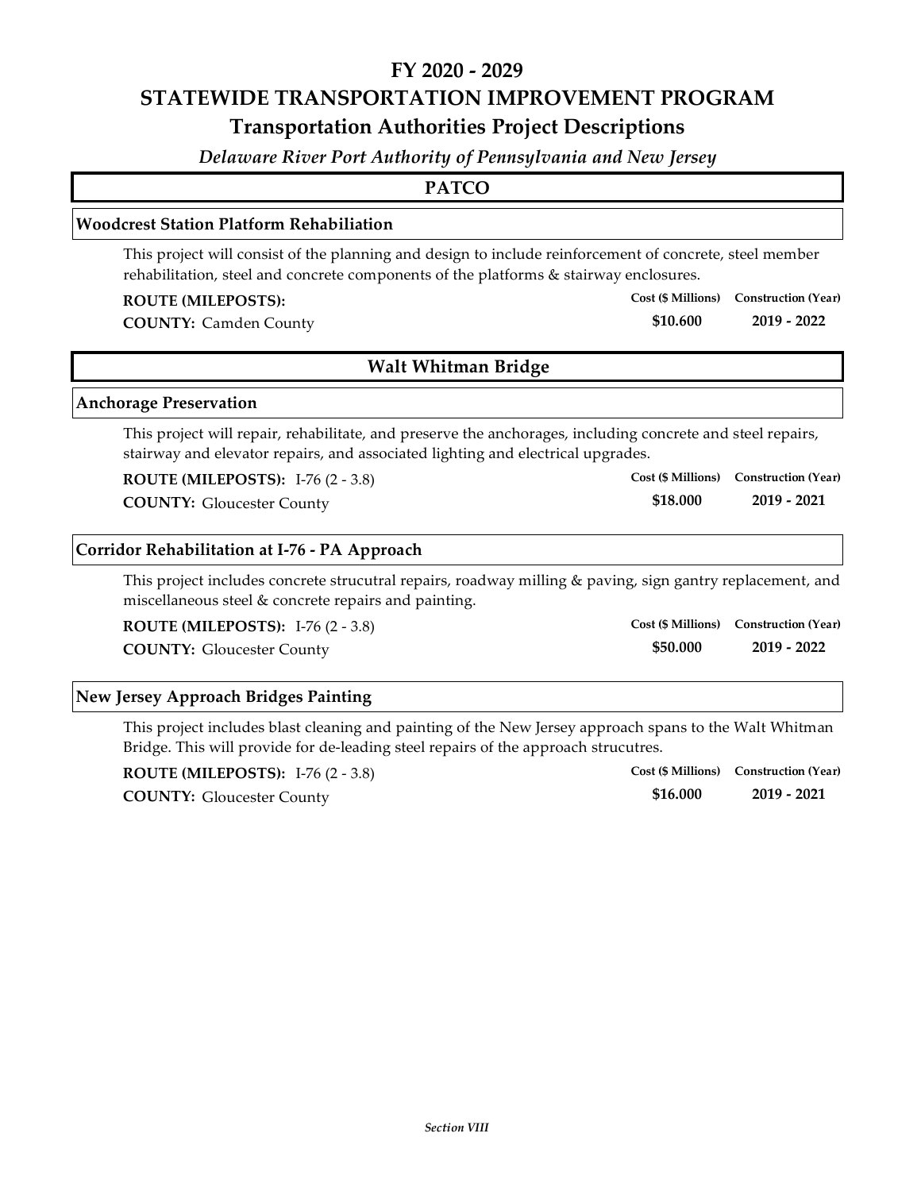# FY 2020 - 2029
# STATEWIDE TRANSPORTATION IMPROVEMENT PROGRAM
## Transportation Authorities Project Descriptions

*Delaware River Port Authority of Pennsylvania and New Jersey*

## PATCO

### Woodcrest Station Platform Rehabiliation

This project will consist of the planning and design to include reinforcement of concrete, steel member rehabilitation, steel and concrete components of the platforms & stairway enclosures.

**ROUTE (MILEPOSTS):**

**COUNTY:** Camden County

| Cost ($ Millions) | Construction (Year) |
|---|---|
| $10.600 | 2019 - 2022 |

## Walt Whitman Bridge

### Anchorage Preservation

This project will repair, rehabilitate, and preserve the anchorages, including concrete and steel repairs, stairway and elevator repairs, and associated lighting and electrical upgrades.

**ROUTE (MILEPOSTS):** I-76 (2 - 3.8)

**COUNTY:** Gloucester County

| Cost ($ Millions) | Construction (Year) |
|---|---|
| $18.000 | 2019 - 2021 |

### Corridor Rehabilitation at I-76 - PA Approach

This project includes concrete strucutral repairs, roadway milling & paving, sign gantry replacement, and miscellaneous steel & concrete repairs and painting.

**ROUTE (MILEPOSTS):** I-76 (2 - 3.8)

**COUNTY:** Gloucester County

| Cost ($ Millions) | Construction (Year) |
|---|---|
| $50.000 | 2019 - 2022 |

### New Jersey Approach Bridges Painting

This project includes blast cleaning and painting of the New Jersey approach spans to the Walt Whitman Bridge. This will provide for de-leading steel repairs of the approach strucutres.

**ROUTE (MILEPOSTS):** I-76 (2 - 3.8)

**COUNTY:** Gloucester County

| Cost ($ Millions) | Construction (Year) |
|---|---|
| $16.000 | 2019 - 2021 |